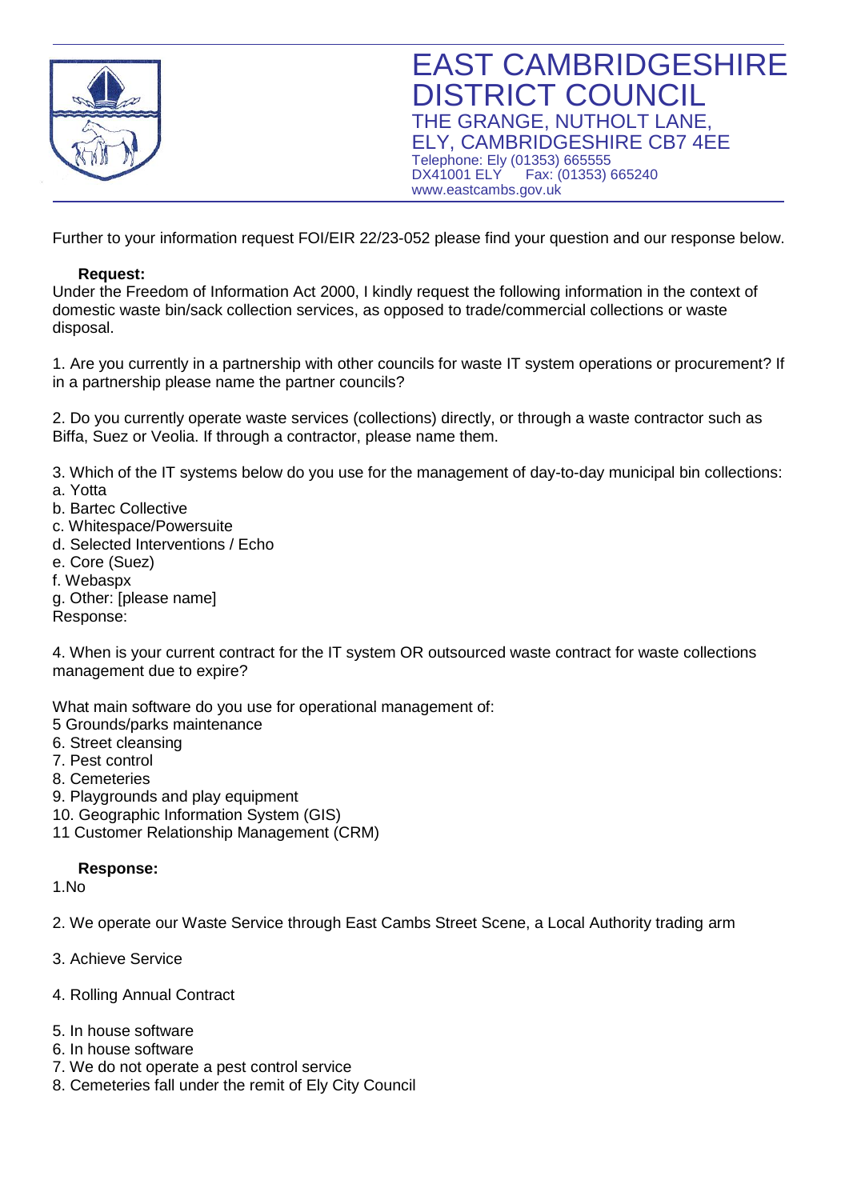# EAST CAMBRIDGESHIRE DISTRICT COUNCIL

THE GRANGE, NUTHOLT LANE,
ELY, CAMBRIDGESHIRE CB7 4EE
Telephone: Ely (01353) 665555
DX41001 ELY Fax: (01353) 665240
www.eastcambs.gov.uk

Further to your information request FOI/EIR 22/23-052 please find your question and our response below.

**Request:**

Under the Freedom of Information Act 2000, I kindly request the following information in the context of domestic waste bin/sack collection services, as opposed to trade/commercial collections or waste disposal.

1. Are you currently in a partnership with other councils for waste IT system operations or procurement? If in a partnership please name the partner councils?

2. Do you currently operate waste services (collections) directly, or through a waste contractor such as Biffa, Suez or Veolia. If through a contractor, please name them.

3. Which of the IT systems below do you use for the management of day-to-day municipal bin collections:
a. Yotta
b. Bartec Collective
c. Whitespace/Powersuite
d. Selected Interventions / Echo
e. Core (Suez)
f. Webaspx
g. Other: [please name]
Response:

4. When is your current contract for the IT system OR outsourced waste contract for waste collections management due to expire?

What main software do you use for operational management of:
5 Grounds/parks maintenance
6. Street cleansing
7. Pest control
8. Cemeteries
9. Playgrounds and play equipment
10. Geographic Information System (GIS)
11 Customer Relationship Management (CRM)

**Response:**

1.No

2. We operate our Waste Service through East Cambs Street Scene, a Local Authority trading arm

3. Achieve Service

4. Rolling Annual Contract

5. In house software
6. In house software
7. We do not operate a pest control service
8. Cemeteries fall under the remit of Ely City Council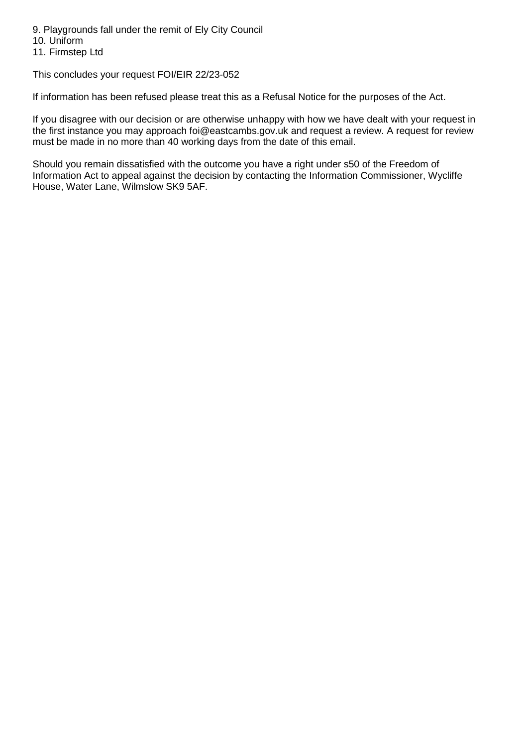9. Playgrounds fall under the remit of Ely City Council
10. Uniform
11. Firmstep Ltd

This concludes your request FOI/EIR 22/23-052

If information has been refused please treat this as a Refusal Notice for the purposes of the Act.

If you disagree with our decision or are otherwise unhappy with how we have dealt with your request in the first instance you may approach foi@eastcambs.gov.uk and request a review. A request for review must be made in no more than 40 working days from the date of this email.

Should you remain dissatisfied with the outcome you have a right under s50 of the Freedom of Information Act to appeal against the decision by contacting the Information Commissioner, Wycliffe House, Water Lane, Wilmslow SK9 5AF.